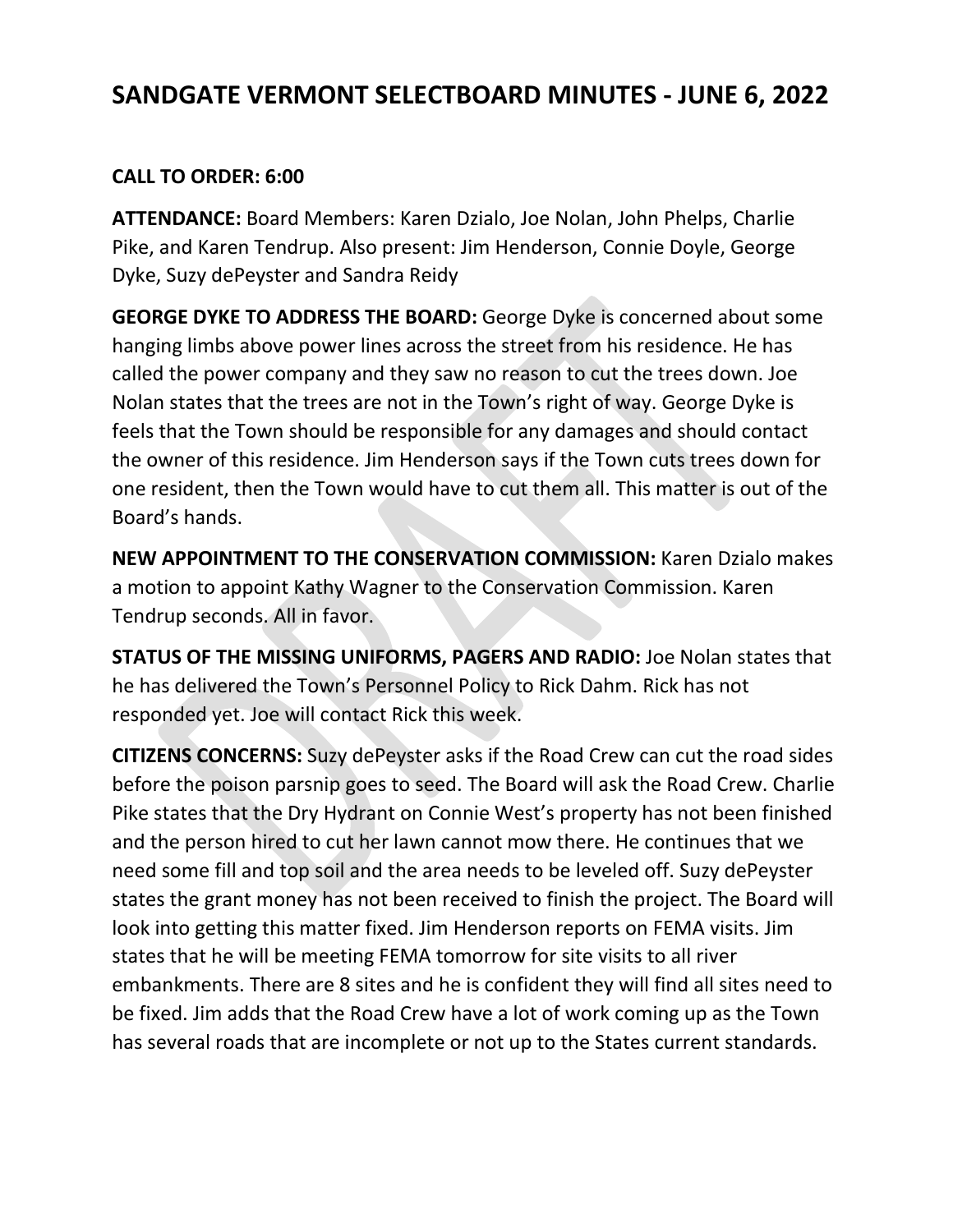# SANDGATE VERMONT SELECTBOARD MINUTES - JUNE 6, 2022

**CALL TO ORDER: 6:00**

**ATTENDANCE:** Board Members: Karen Dzialo, Joe Nolan, John Phelps, Charlie Pike, and Karen Tendrup. Also present: Jim Henderson, Connie Doyle, George Dyke, Suzy dePeyster and Sandra Reidy

**GEORGE DYKE TO ADDRESS THE BOARD:** George Dyke is concerned about some hanging limbs above power lines across the street from his residence. He has called the power company and they saw no reason to cut the trees down. Joe Nolan states that the trees are not in the Town's right of way. George Dyke is feels that the Town should be responsible for any damages and should contact the owner of this residence. Jim Henderson says if the Town cuts trees down for one resident, then the Town would have to cut them all. This matter is out of the Board's hands.

**NEW APPOINTMENT TO THE CONSERVATION COMMISSION:** Karen Dzialo makes a motion to appoint Kathy Wagner to the Conservation Commission. Karen Tendrup seconds. All in favor.

**STATUS OF THE MISSING UNIFORMS, PAGERS AND RADIO:** Joe Nolan states that he has delivered the Town's Personnel Policy to Rick Dahm. Rick has not responded yet. Joe will contact Rick this week.

**CITIZENS CONCERNS:** Suzy dePeyster asks if the Road Crew can cut the road sides before the poison parsnip goes to seed. The Board will ask the Road Crew. Charlie Pike states that the Dry Hydrant on Connie West's property has not been finished and the person hired to cut her lawn cannot mow there. He continues that we need some fill and top soil and the area needs to be leveled off. Suzy dePeyster states the grant money has not been received to finish the project. The Board will look into getting this matter fixed. Jim Henderson reports on FEMA visits. Jim states that he will be meeting FEMA tomorrow for site visits to all river embankments. There are 8 sites and he is confident they will find all sites need to be fixed. Jim adds that the Road Crew have a lot of work coming up as the Town has several roads that are incomplete or not up to the States current standards.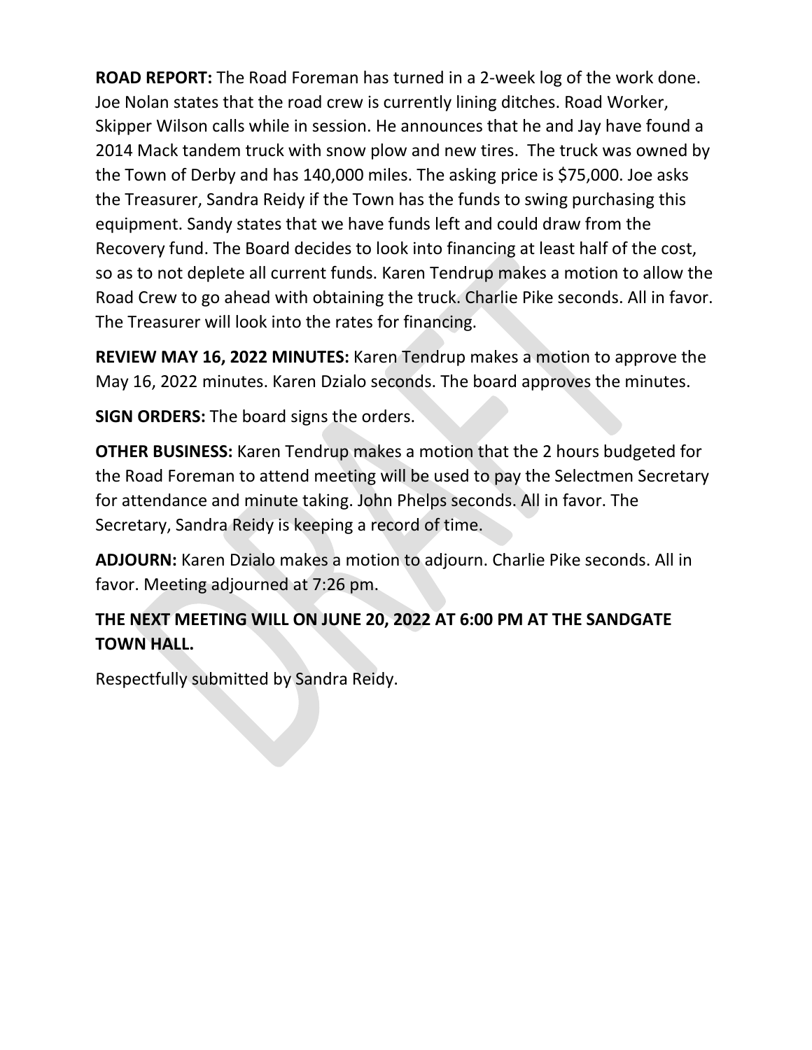**ROAD REPORT:** The Road Foreman has turned in a 2-week log of the work done. Joe Nolan states that the road crew is currently lining ditches. Road Worker, Skipper Wilson calls while in session. He announces that he and Jay have found a 2014 Mack tandem truck with snow plow and new tires. The truck was owned by the Town of Derby and has 140,000 miles. The asking price is $75,000. Joe asks the Treasurer, Sandra Reidy if the Town has the funds to swing purchasing this equipment. Sandy states that we have funds left and could draw from the Recovery fund. The Board decides to look into financing at least half of the cost, so as to not deplete all current funds. Karen Tendrup makes a motion to allow the Road Crew to go ahead with obtaining the truck. Charlie Pike seconds. All in favor. The Treasurer will look into the rates for financing.

**REVIEW MAY 16, 2022 MINUTES:** Karen Tendrup makes a motion to approve the May 16, 2022 minutes. Karen Dzialo seconds. The board approves the minutes.

**SIGN ORDERS:** The board signs the orders.

**OTHER BUSINESS:** Karen Tendrup makes a motion that the 2 hours budgeted for the Road Foreman to attend meeting will be used to pay the Selectmen Secretary for attendance and minute taking. John Phelps seconds. All in favor. The Secretary, Sandra Reidy is keeping a record of time.

**ADJOURN:** Karen Dzialo makes a motion to adjourn. Charlie Pike seconds. All in favor. Meeting adjourned at 7:26 pm.

**THE NEXT MEETING WILL ON JUNE 20, 2022 AT 6:00 PM AT THE SANDGATE TOWN HALL.**

Respectfully submitted by Sandra Reidy.